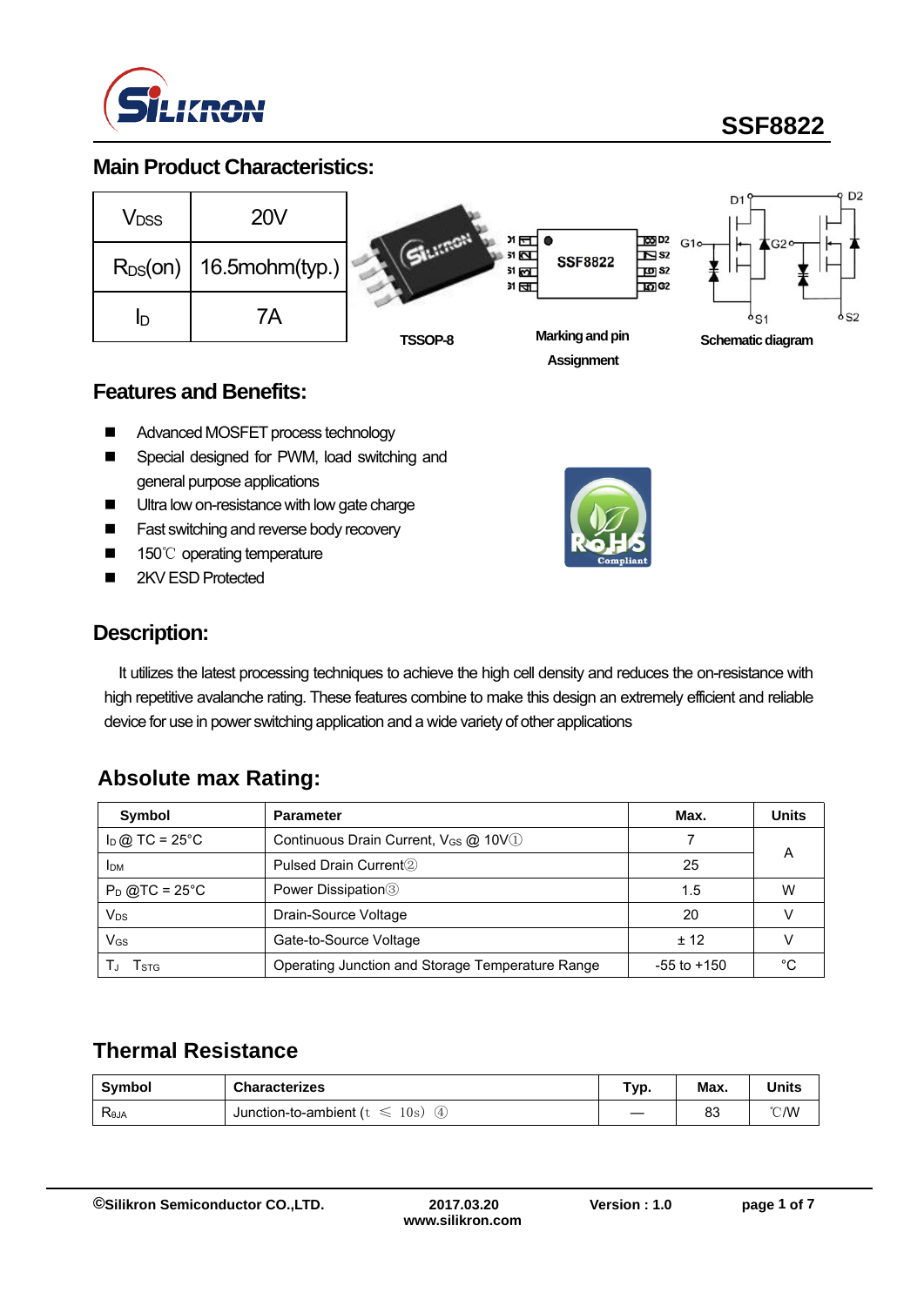# SSF8822

## Main Product Characteristics:

| | |
|---|---|
| $V_{DSS}$ | 20V |
| $R_{DS}(on)$ | 16.5mohm(typ.) |
| $I_D$ | 7A |

TSSOP-8

Marking and pin Assignment

Schematic diagram

## Features and Benefits:

- Advanced MOSFET process technology
- Special designed for PWM, load switching and general purpose applications
- Ultra low on-resistance with low gate charge
- Fast switching and reverse body recovery
- 150℃ operating temperature
- 2KV ESD Protected

## Description:

It utilizes the latest processing techniques to achieve the high cell density and reduces the on-resistance with high repetitive avalanche rating. These features combine to make this design an extremely efficient and reliable device for use in power switching application and a wide variety of other applications

## Absolute max Rating:

| Symbol | Parameter | Max. | Units |
|---|---|---|---|
| $I_D$ @ TC = 25°C | Continuous Drain Current, $V_{GS}$ @ 10V① | 7 | A |
| $I_{DM}$ | Pulsed Drain Current② | 25 | |
| $P_D$ @TC = 25°C | Power Dissipation③ | 1.5 | W |
| $V_{DS}$ | Drain-Source Voltage | 20 | V |
| $V_{GS}$ | Gate-to-Source Voltage | ± 12 | V |
| $T_J$ $T_{STG}$ | Operating Junction and Storage Temperature Range | -55 to +150 | °C |

## Thermal Resistance

| Symbol | Characterizes | Typ. | Max. | Units |
|---|---|---|---|---|
| $R_{\theta JA}$ | Junction-to-ambient (t ≤ 10s) ④ | — | 83 | ℃/W |

©Silikron Semiconductor CO.,LTD. 2017.03.20 www.silikron.com Version : 1.0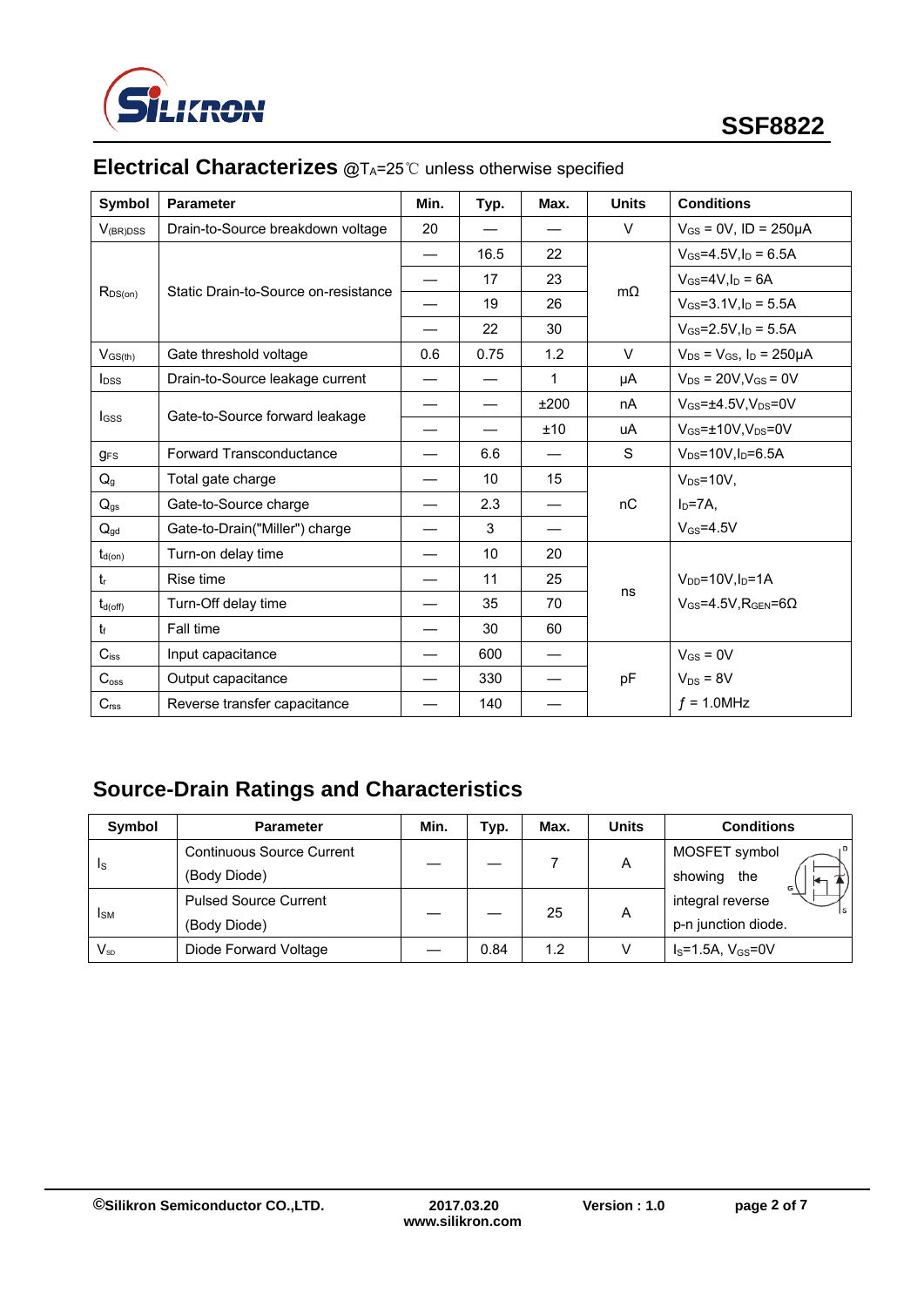## Electrical Characterizes @$T_A$=25℃ unless otherwise specified

| Symbol | Parameter | Min. | Typ. | Max. | Units | Conditions |
|---|---|---|---|---|---|---|
| $V_{(BR)DSS}$ | Drain-to-Source breakdown voltage | 20 | — | — | V | $V_{GS}$ = 0V, ID = 250μA |
| $R_{DS(on)}$ | Static Drain-to-Source on-resistance | — | 16.5 | 22 | mΩ | $V_{GS}$=4.5V,$I_D$ = 6.5A |
| | | — | 17 | 23 | | $V_{GS}$=4V,$I_D$ = 6A |
| | | — | 19 | 26 | | $V_{GS}$=3.1V,$I_D$ = 5.5A |
| | | — | 22 | 30 | | $V_{GS}$=2.5V,$I_D$ = 5.5A |
| $V_{GS(th)}$ | Gate threshold voltage | 0.6 | 0.75 | 1.2 | V | $V_{DS}$ = $V_{GS}$, $I_D$ = 250μA |
| $I_{DSS}$ | Drain-to-Source leakage current | — | — | 1 | μA | $V_{DS}$ = 20V,$V_{GS}$ = 0V |
| $I_{GSS}$ | Gate-to-Source forward leakage | — | — | ±200 | nA | $V_{GS}$=±4.5V,$V_{DS}$=0V |
| | | — | — | ±10 | uA | $V_{GS}$=±10V,$V_{DS}$=0V |
| $g_{FS}$ | Forward Transconductance | — | 6.6 | — | S | $V_{DS}$=10V,$I_D$=6.5A |
| $Q_g$ | Total gate charge | — | 10 | 15 | nC | $V_{DS}$=10V, $I_D$=7A, $V_{GS}$=4.5V |
| $Q_{gs}$ | Gate-to-Source charge | — | 2.3 | — | | |
| $Q_{gd}$ | Gate-to-Drain("Miller") charge | — | 3 | — | | |
| $t_{d(on)}$ | Turn-on delay time | — | 10 | 20 | ns | $V_{DD}$=10V,$I_D$=1A $V_{GS}$=4.5V,$R_{GEN}$=6Ω |
| $t_r$ | Rise time | — | 11 | 25 | | |
| $t_{d(off)}$ | Turn-Off delay time | — | 35 | 70 | | |
| $t_f$ | Fall time | — | 30 | 60 | | |
| $C_{iss}$ | Input capacitance | — | 600 | — | pF | $V_{GS}$ = 0V $V_{DS}$ = 8V $f$ = 1.0MHz |
| $C_{oss}$ | Output capacitance | — | 330 | — | | |
| $C_{rss}$ | Reverse transfer capacitance | — | 140 | — | | |

## Source-Drain Ratings and Characteristics

| Symbol | Parameter | Min. | Typ. | Max. | Units | Conditions |
|---|---|---|---|---|---|---|
| $I_S$ | Continuous Source Current (Body Diode) | — | — | 7 | A | MOSFET symbol showing the integral reverse p-n junction diode. |
| $I_{SM}$ | Pulsed Source Current (Body Diode) | — | — | 25 | A | |
| $V_{SD}$ | Diode Forward Voltage | — | 0.84 | 1.2 | V | $I_S$=1.5A, $V_{GS}$=0V |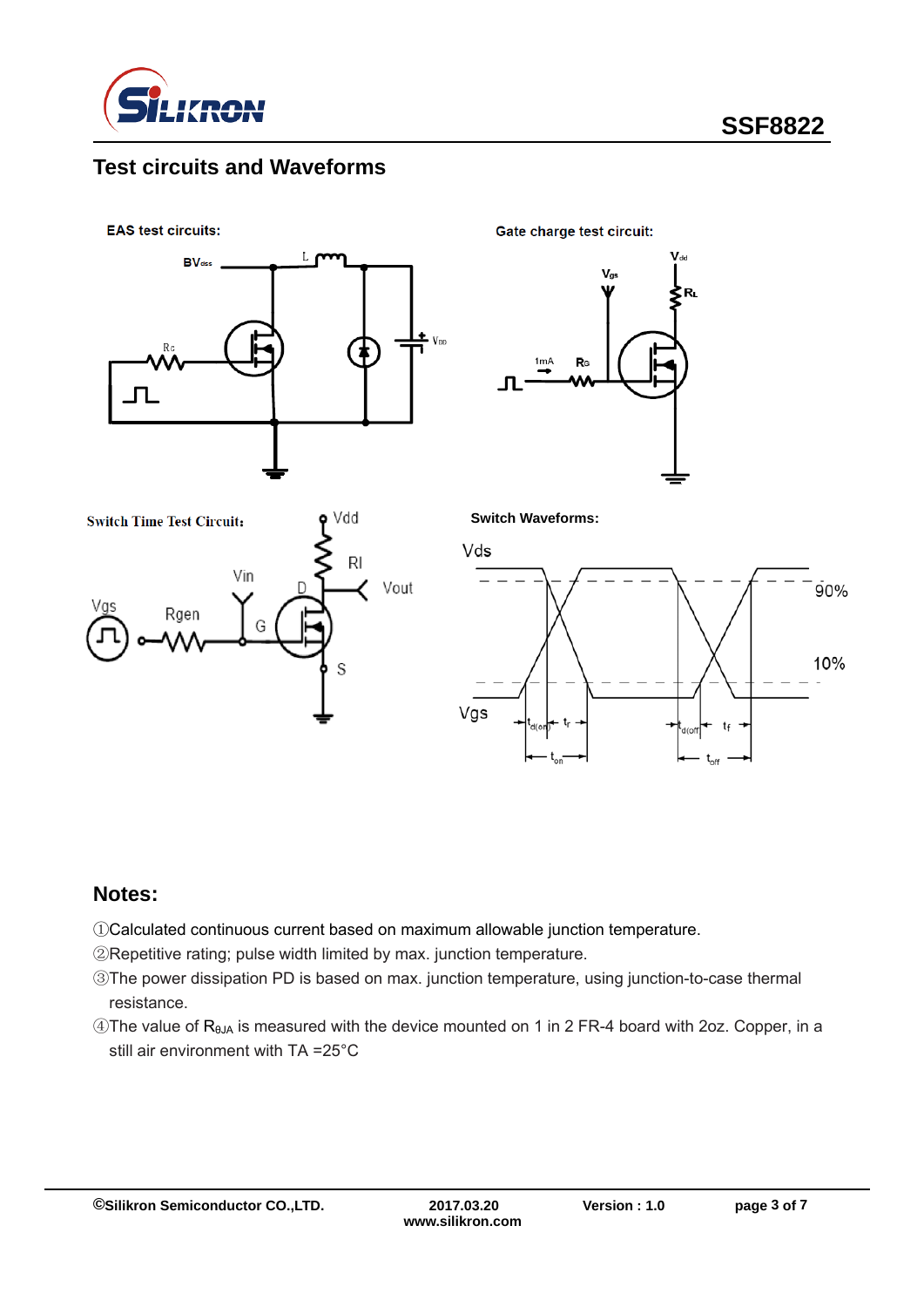## Test circuits and Waveforms

EAS test circuits:

Gate charge test circuit:

Switch Time Test Circuit:

Switch Waveforms:

## Notes:

①Calculated continuous current based on maximum allowable junction temperature.

②Repetitive rating; pulse width limited by max. junction temperature.

③The power dissipation PD is based on max. junction temperature, using junction-to-case thermal resistance.

④The value of $R_{\theta JA}$ is measured with the device mounted on 1 in 2 FR-4 board with 2oz. Copper, in a still air environment with TA =25°C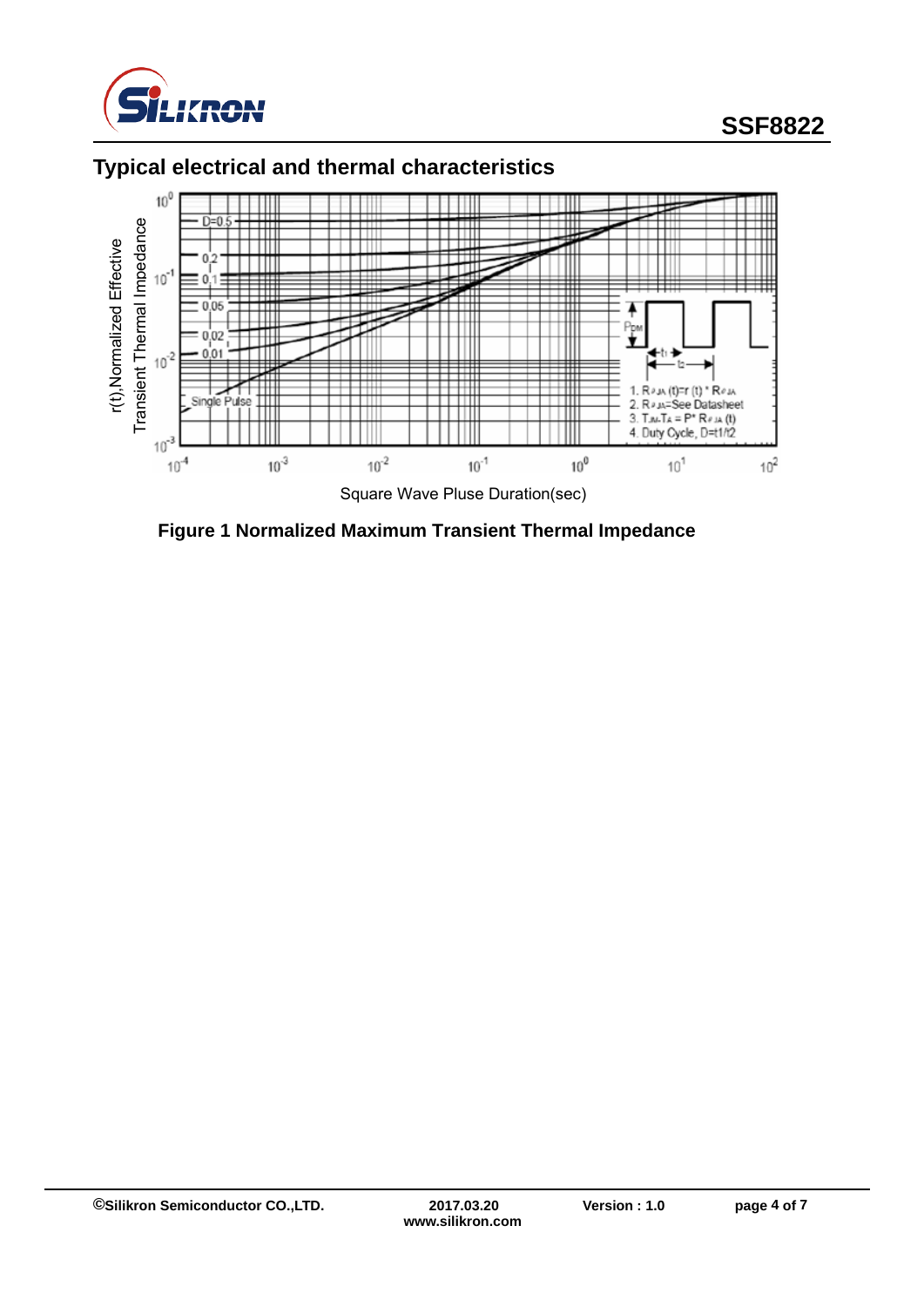## Typical electrical and thermal characteristics

Figure 1 Normalized Maximum Transient Thermal Impedance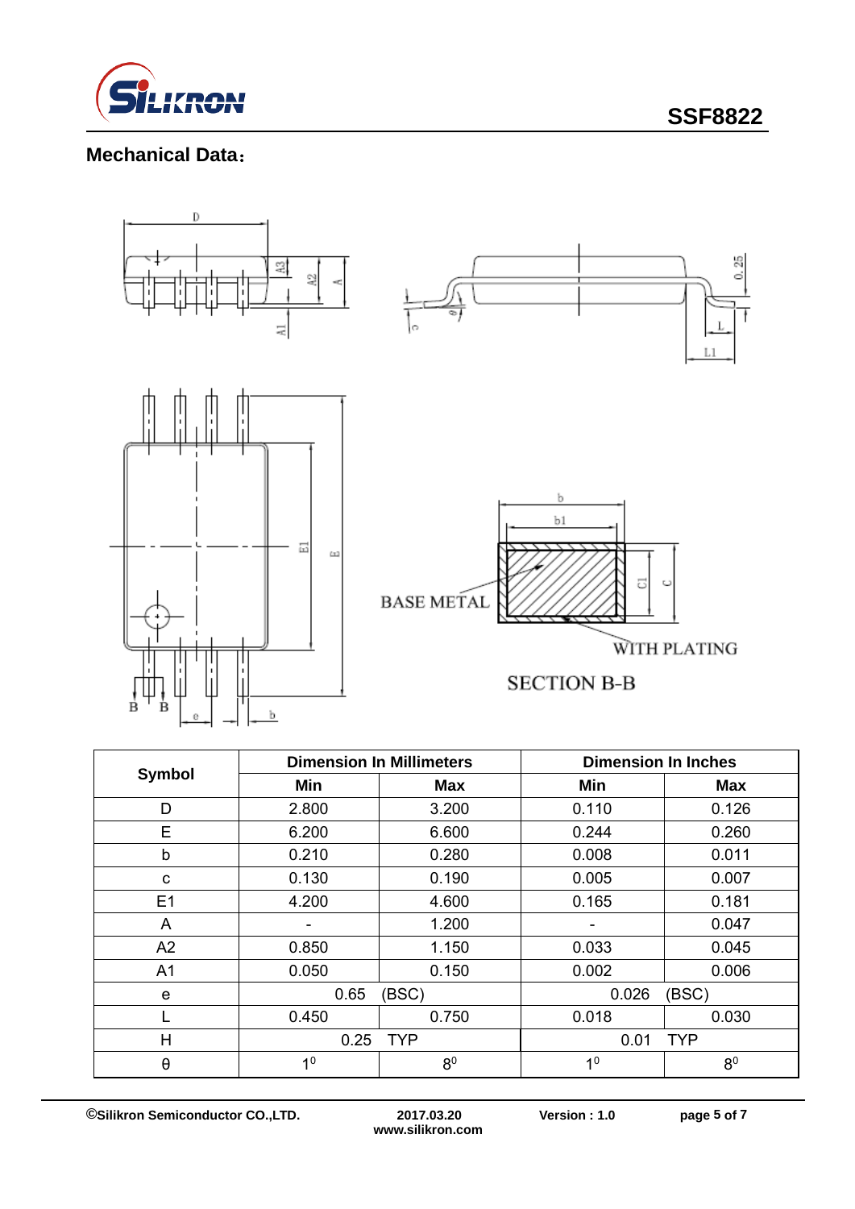## Mechanical Data：

| Symbol | Dimension In Millimeters | | Dimension In Inches | |
|---|---|---|---|---|
| | Min | Max | Min | Max |
| D | 2.800 | 3.200 | 0.110 | 0.126 |
| E | 6.200 | 6.600 | 0.244 | 0.260 |
| b | 0.210 | 0.280 | 0.008 | 0.011 |
| c | 0.130 | 0.190 | 0.005 | 0.007 |
| E1 | 4.200 | 4.600 | 0.165 | 0.181 |
| A | - | 1.200 | - | 0.047 |
| A2 | 0.850 | 1.150 | 0.033 | 0.045 |
| A1 | 0.050 | 0.150 | 0.002 | 0.006 |
| e | 0.65 (BSC) | | 0.026 (BSC) | |
| L | 0.450 | 0.750 | 0.018 | 0.030 |
| H | 0.25 TYP | | 0.01 TYP | |
| θ | $1^0$ | $8^0$ | $1^0$ | $8^0$ |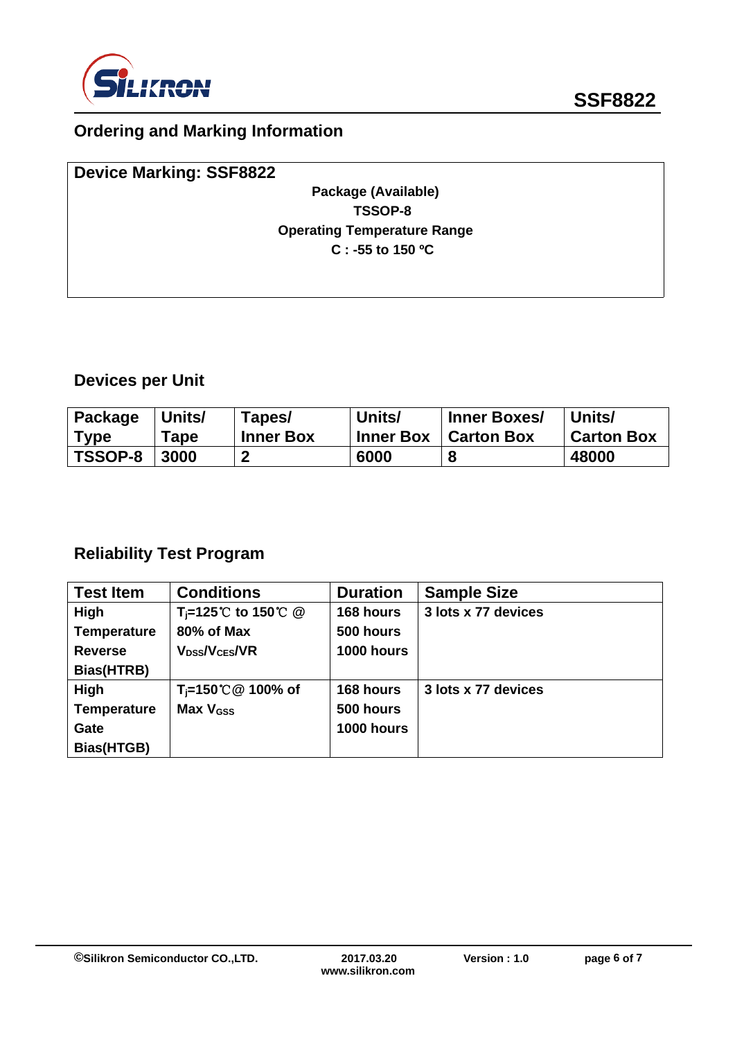## Ordering and Marking Information

**Device Marking: SSF8822**

**Package (Available)**

**TSSOP-8**

**Operating Temperature Range**

**C : -55 to 150 ºC**

## Devices per Unit

| Package Type | Units/ Tape | Tapes/ Inner Box | Units/ Inner Box | Inner Boxes/ Carton Box | Units/ Carton Box |
|---|---|---|---|---|---|
| TSSOP-8 | 3000 | 2 | 6000 | 8 | 48000 |

## Reliability Test Program

| Test Item | Conditions | Duration | Sample Size |
|---|---|---|---|
| High Temperature Reverse Bias(HTRB) | $T_j$=125℃ to 150℃ @ 80% of Max $V_{DSS}$/$V_{CES}$/VR | 168 hours<br>500 hours<br>1000 hours | 3 lots x 77 devices |
| High Temperature Gate Bias(HTGB) | $T_j$=150℃@ 100% of Max $V_{GSS}$ | 168 hours<br>500 hours<br>1000 hours | 3 lots x 77 devices |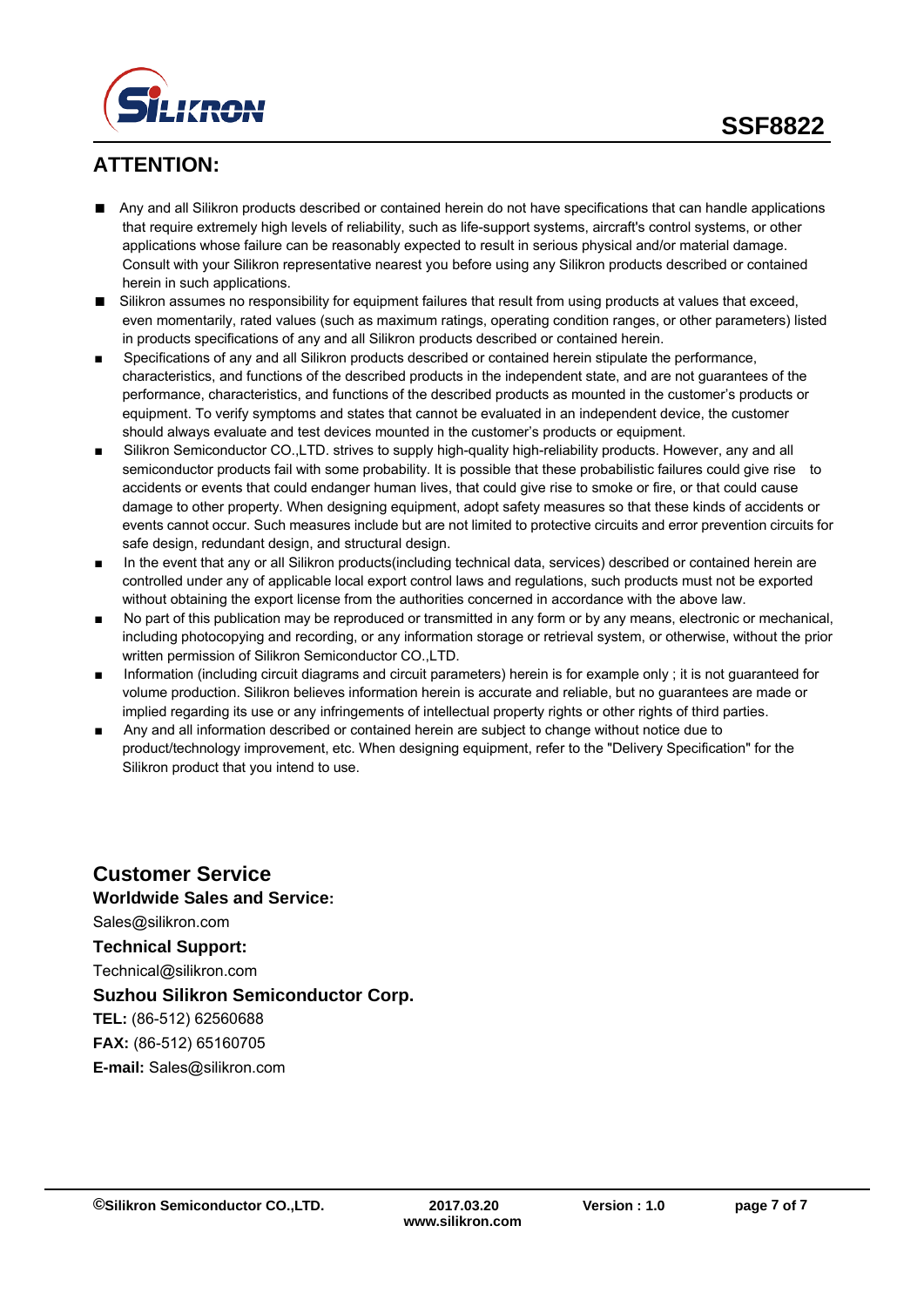## ATTENTION:

- Any and all Silikron products described or contained herein do not have specifications that can handle applications that require extremely high levels of reliability, such as life-support systems, aircraft's control systems, or other applications whose failure can be reasonably expected to result in serious physical and/or material damage. Consult with your Silikron representative nearest you before using any Silikron products described or contained herein in such applications.
- Silikron assumes no responsibility for equipment failures that result from using products at values that exceed, even momentarily, rated values (such as maximum ratings, operating condition ranges, or other parameters) listed in products specifications of any and all Silikron products described or contained herein.
- Specifications of any and all Silikron products described or contained herein stipulate the performance, characteristics, and functions of the described products in the independent state, and are not guarantees of the performance, characteristics, and functions of the described products as mounted in the customer's products or equipment. To verify symptoms and states that cannot be evaluated in an independent device, the customer should always evaluate and test devices mounted in the customer's products or equipment.
- Silikron Semiconductor CO.,LTD. strives to supply high-quality high-reliability products. However, any and all semiconductor products fail with some probability. It is possible that these probabilistic failures could give rise to accidents or events that could endanger human lives, that could give rise to smoke or fire, or that could cause damage to other property. When designing equipment, adopt safety measures so that these kinds of accidents or events cannot occur. Such measures include but are not limited to protective circuits and error prevention circuits for safe design, redundant design, and structural design.
- In the event that any or all Silikron products(including technical data, services) described or contained herein are controlled under any of applicable local export control laws and regulations, such products must not be exported without obtaining the export license from the authorities concerned in accordance with the above law.
- No part of this publication may be reproduced or transmitted in any form or by any means, electronic or mechanical, including photocopying and recording, or any information storage or retrieval system, or otherwise, without the prior written permission of Silikron Semiconductor CO.,LTD.
- Information (including circuit diagrams and circuit parameters) herein is for example only ; it is not guaranteed for volume production. Silikron believes information herein is accurate and reliable, but no guarantees are made or implied regarding its use or any infringements of intellectual property rights or other rights of third parties.
- Any and all information described or contained herein are subject to change without notice due to product/technology improvement, etc. When designing equipment, refer to the "Delivery Specification" for the Silikron product that you intend to use.

## Customer Service

**Worldwide Sales and Service:**

Sales@silikron.com

**Technical Support:**

Technical@silikron.com

**Suzhou Silikron Semiconductor Corp.**

**TEL:** (86-512) 62560688

**FAX:** (86-512) 65160705

**E-mail:** Sales@silikron.com